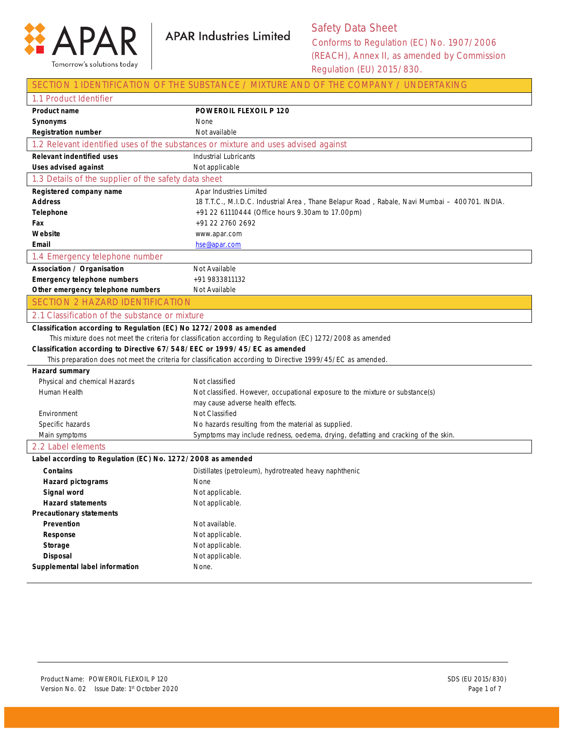APAR Industries Limited

# Safety Data Sheet

Conforms to Regulation (EC) No. 1907/2006 (REACH), Annex II, as amended by Commission Regulation (EU) 2015/830.

## SECTION 1 IDENTIFICATION OF THE SUBSTANCE / MIXTURE AND OF THE COMPANY / UNDERTAKING

### 1.1 Product Identifier

| | |
|---|---|
| **Product name** | **POWEROIL FLEXOIL P 120** |
| **Synonyms** | None |
| **Registration number** | Not available |

### 1.2 Relevant identified uses of the substances or mixture and uses advised against

| | |
|---|---|
| **Relevant indentified uses** | Industrial Lubricants |
| **Uses advised against** | Not applicable |

### 1.3 Details of the supplier of the safety data sheet

| | |
|---|---|
| **Registered company name** | Apar Industries Limited |
| **Address** | 18 T.T.C., M.I.D.C. Industrial Area , Thane Belapur Road , Rabale, Navi Mumbai – 400701. INDIA. |
| **Telephone** | +91 22 61110444 (Office hours 9.30am to 17.00pm) |
| **Fax** | +91 22 2760 2692 |
| **Website** | www.apar.com |
| **Email** | hse@apar.com |

### 1.4 Emergency telephone number

| | |
|---|---|
| **Association / Organisation** | Not Available |
| **Emergency telephone numbers** | +91 9833811132 |
| **Other emergency telephone numbers** | Not Available |

## SECTION 2 HAZARD IDENTIFICATION

### 2.1 Classification of the substance or mixture

**Classification according to Regulation (EC) No 1272/2008 as amended**

This mixture does not meet the criteria for classification according to Regulation (EC) 1272/2008 as amended

**Classification according to Directive 67/548/EEC or 1999/45/EC as amended**

This preparation does not meet the criteria for classification according to Directive 1999/45/EC as amended.

**Hazard summary**

| | |
|---|---|
| Physical and chemical Hazards | Not classified |
| Human Health | Not classified. However, occupational exposure to the mixture or substance(s) may cause adverse health effects. |
| Environment | Not Classified |
| Specific hazards | No hazards resulting from the material as supplied. |
| Main symptoms | Symptoms may include redness, oedema, drying, defatting and cracking of the skin. |

### 2.2 Label elements

**Label according to Regulation (EC) No. 1272/2008 as amended**

| | |
|---|---|
| **Contains** | Distillates (petroleum), hydrotreated heavy naphthenic |
| **Hazard pictograms** | None |
| **Signal word** | Not applicable. |
| **Hazard statements** | Not applicable. |

**Precautionary statements**

| | |
|---|---|
| **Prevention** | Not available. |
| **Response** | Not applicable. |
| **Storage** | Not applicable. |
| **Disposal** | Not applicable. |
| **Supplemental label information** | None. |

Product Name: POWEROIL FLEXOIL P 120
Version No. 02 Issue Date: 1st October 2020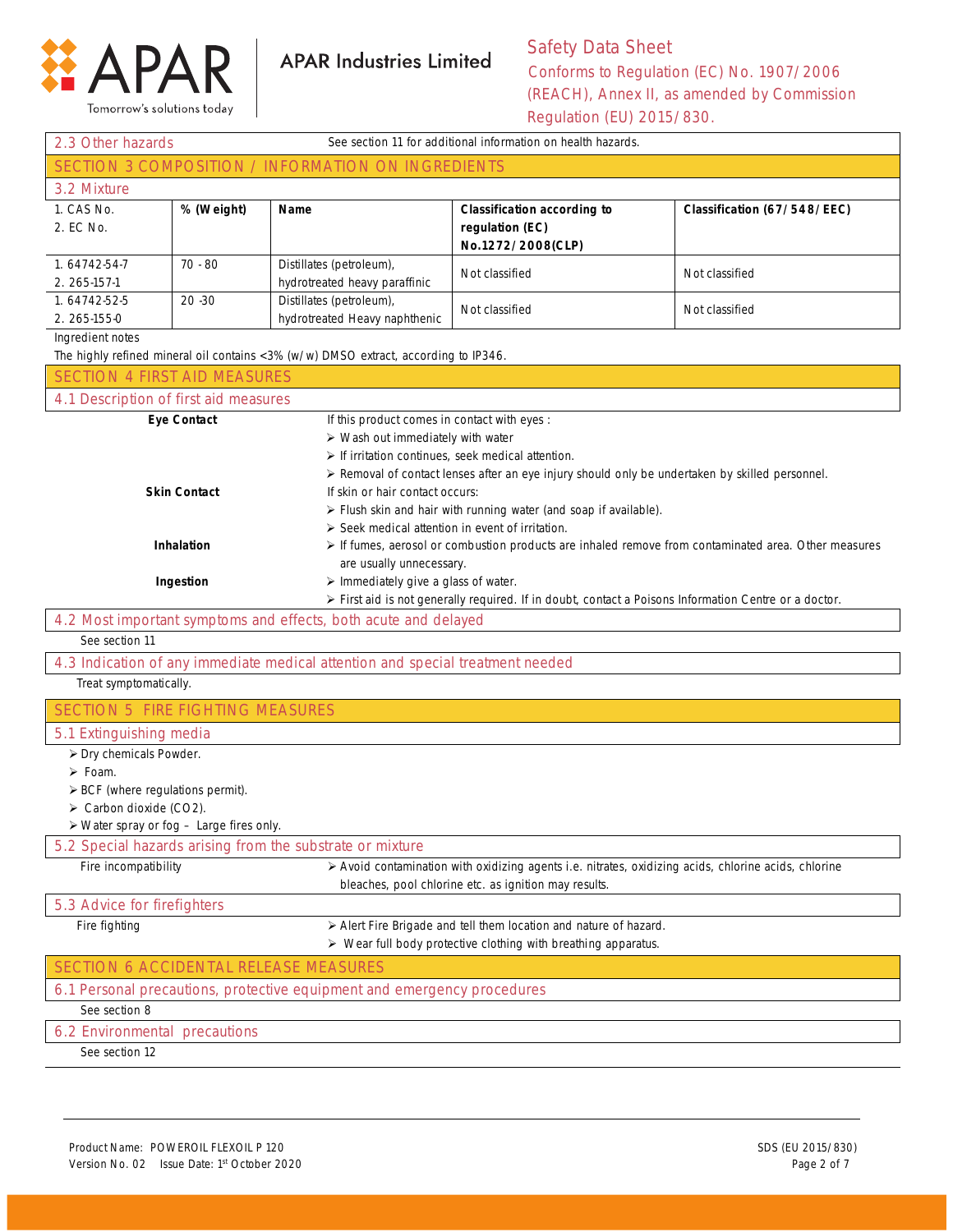## 2.3 Other hazards

See section 11 for additional information on health hazards.

# SECTION 3 COMPOSITION / INFORMATION ON INGREDIENTS

## 3.2 Mixture

| 1. CAS No.<br>2. EC No. | % (Weight) | Name | Classification according to regulation (EC) No.1272/2008(CLP) | Classification (67/548/EEC) |
|---|---|---|---|---|
| 1. 64742-54-7<br>2. 265-157-1 | 70 - 80 | Distillates (petroleum), hydrotreated heavy paraffinic | Not classified | Not classified |
| 1. 64742-52-5<br>2. 265-155-0 | 20 -30 | Distillates (petroleum), hydrotreated Heavy naphthenic | Not classified | Not classified |

Ingredient notes

The highly refined mineral oil contains <3% (w/w) DMSO extract, according to IP346.

# SECTION 4 FIRST AID MEASURES

## 4.1 Description of first aid measures

**Eye Contact**

If this product comes in contact with eyes :
- Wash out immediately with water
- If irritation continues, seek medical attention.
- Removal of contact lenses after an eye injury should only be undertaken by skilled personnel.

**Skin Contact**

If skin or hair contact occurs:
- Flush skin and hair with running water (and soap if available).
- Seek medical attention in event of irritation.

**Inhalation**
- If fumes, aerosol or combustion products are inhaled remove from contaminated area. Other measures are usually unnecessary.

**Ingestion**
- Immediately give a glass of water.
- First aid is not generally required. If in doubt, contact a Poisons Information Centre or a doctor.

## 4.2 Most important symptoms and effects, both acute and delayed

See section 11

## 4.3 Indication of any immediate medical attention and special treatment needed

Treat symptomatically.

# SECTION 5 FIRE FIGHTING MEASURES

## 5.1 Extinguishing media

- Dry chemicals Powder.
- Foam.
- BCF (where regulations permit).
- Carbon dioxide ($CO_2$).
- Water spray or fog – Large fires only.

## 5.2 Special hazards arising from the substrate or mixture

Fire incompatibility
- Avoid contamination with oxidizing agents i.e. nitrates, oxidizing acids, chlorine acids, chlorine bleaches, pool chlorine etc. as ignition may results.

## 5.3 Advice for firefighters

Fire fighting
- Alert Fire Brigade and tell them location and nature of hazard.
- Wear full body protective clothing with breathing apparatus.

# SECTION 6 ACCIDENTAL RELEASE MEASURES

## 6.1 Personal precautions, protective equipment and emergency procedures

See section 8

## 6.2 Environmental precautions

See section 12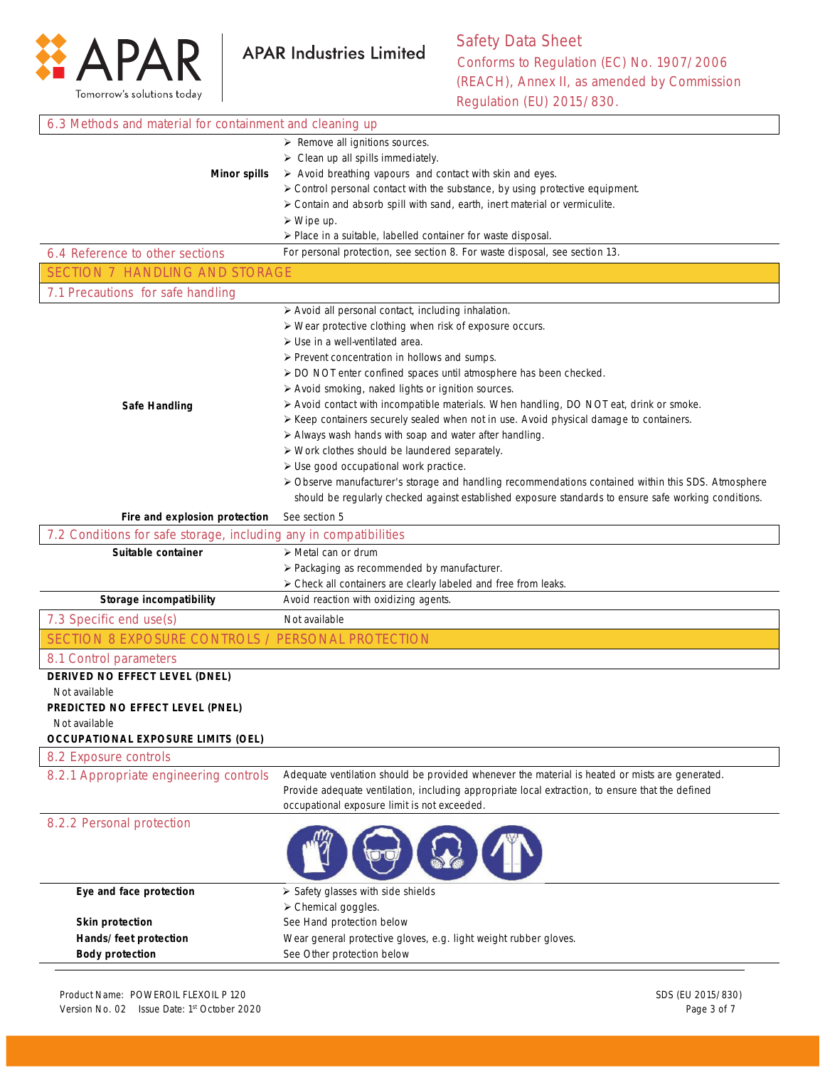### 6.3 Methods and material for containment and cleaning up

| | |
|---|---|
| **Minor spills** | ➢ Remove all ignitions sources.<br>➢ Clean up all spills immediately.<br>➢ Avoid breathing vapours and contact with skin and eyes.<br>➢ Control personal contact with the substance, by using protective equipment.<br>➢ Contain and absorb spill with sand, earth, inert material or vermiculite.<br>➢ Wipe up.<br>➢ Place in a suitable, labelled container for waste disposal. |
| **6.4 Reference to other sections** | For personal protection, see section 8. For waste disposal, see section 13. |

## SECTION 7 HANDLING AND STORAGE

### 7.1 Precautions for safe handling

| | |
|---|---|
| **Safe Handling** | ➢ Avoid all personal contact, including inhalation.<br>➢ Wear protective clothing when risk of exposure occurs.<br>➢ Use in a well-ventilated area.<br>➢ Prevent concentration in hollows and sumps.<br>➢ DO NOT enter confined spaces until atmosphere has been checked.<br>➢ Avoid smoking, naked lights or ignition sources.<br>➢ Avoid contact with incompatible materials. When handling, DO NOT eat, drink or smoke.<br>➢ Keep containers securely sealed when not in use. Avoid physical damage to containers.<br>➢ Always wash hands with soap and water after handling.<br>➢ Work clothes should be laundered separately.<br>➢ Use good occupational work practice.<br>➢ Observe manufacturer's storage and handling recommendations contained within this SDS. Atmosphere should be regularly checked against established exposure standards to ensure safe working conditions. |
| **Fire and explosion protection** | See section 5 |

### 7.2 Conditions for safe storage, including any in compatibilities

| | |
|---|---|
| **Suitable container** | ➢ Metal can or drum<br>➢ Packaging as recommended by manufacturer.<br>➢ Check all containers are clearly labeled and free from leaks. |
| **Storage incompatibility** | Avoid reaction with oxidizing agents. |

### 7.3 Specific end use(s)

Not available

## SECTION 8 EXPOSURE CONTROLS / PERSONAL PROTECTION

### 8.1 Control parameters

**DERIVED NO EFFECT LEVEL (DNEL)**

Not available

**PREDICTED NO EFFECT LEVEL (PNEL)**

Not available

**OCCUPATIONAL EXPOSURE LIMITS (OEL)**

### 8.2 Exposure controls

| | |
|---|---|
| **8.2.1 Appropriate engineering controls** | Adequate ventilation should be provided whenever the material is heated or mists are generated. Provide adequate ventilation, including appropriate local extraction, to ensure that the defined occupational exposure limit is not exceeded. |

### 8.2.2 Personal protection

| | |
|---|---|
| **Eye and face protection** | ➢ Safety glasses with side shields<br>➢ Chemical goggles. |
| **Skin protection** | See Hand protection below |
| **Hands/ feet protection** | Wear general protective gloves, e.g. light weight rubber gloves. |
| **Body protection** | See Other protection below |

Product Name: POWEROIL FLEXOIL P 120
Version No. 02 Issue Date: 1st October 2020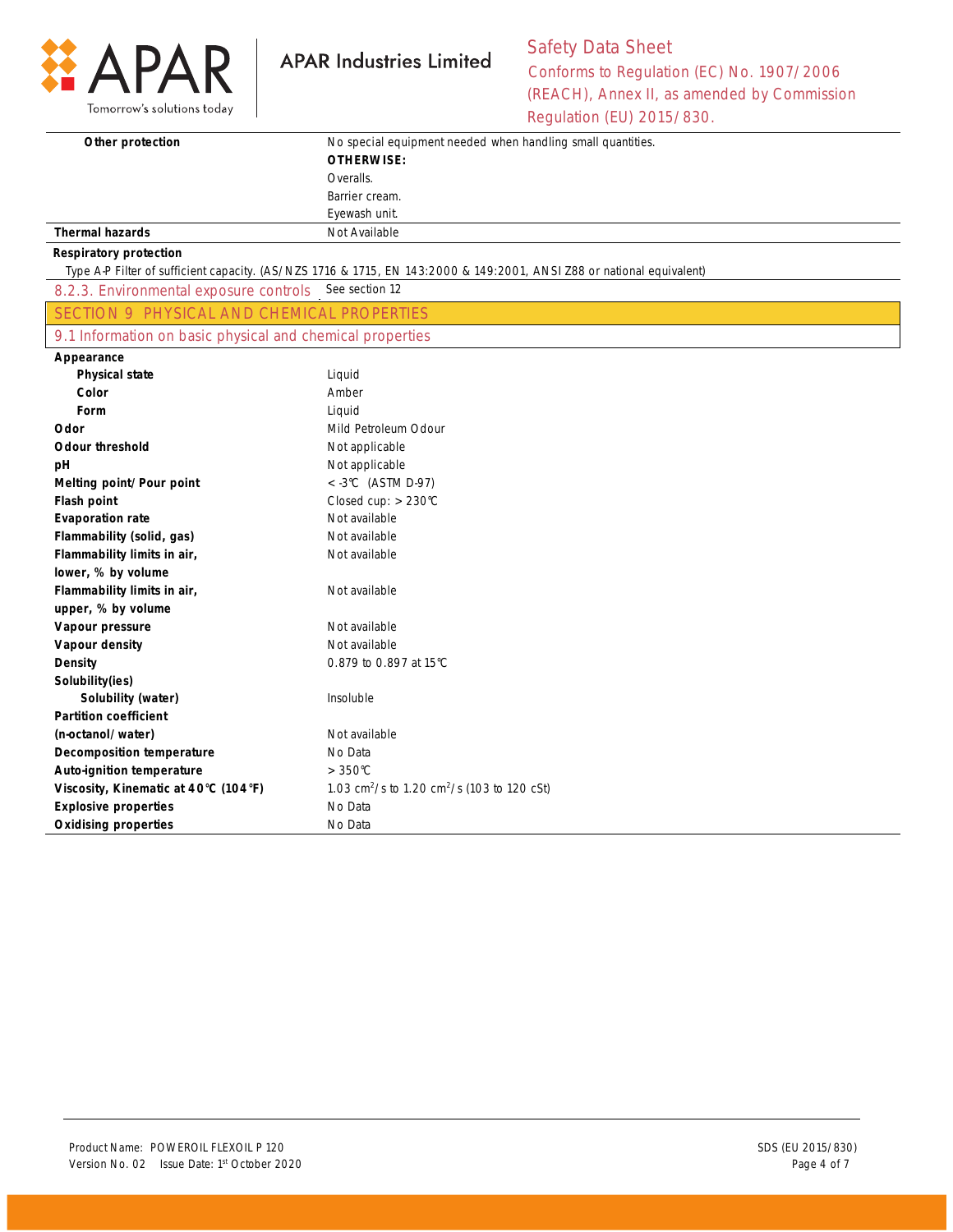| | |
|---|---|
| **Other protection** | No special equipment needed when handling small quantities.<br>**OTHERWISE:**<br>Overalls.<br>Barrier cream.<br>Eyewash unit. |
| **Thermal hazards** | Not Available |

**Respiratory protection**

Type A-P Filter of sufficient capacity. (AS/NZS 1716 & 1715, EN 143:2000 & 149:2001, ANSI Z88 or national equivalent)

### 8.2.3. Environmental exposure controls

See section 12

## SECTION 9 PHYSICAL AND CHEMICAL PROPERTIES

### 9.1 Information on basic physical and chemical properties

| Property | Value |
|---|---|
| **Appearance** | |
| **Physical state** | Liquid |
| **Color** | Amber |
| **Form** | Liquid |
| **Odor** | Mild Petroleum Odour |
| **Odour threshold** | Not applicable |
| **pH** | Not applicable |
| **Melting point/Pour point** | < -3°C (ASTM D-97) |
| **Flash point** | Closed cup: > 230°C |
| **Evaporation rate** | Not available |
| **Flammability (solid, gas)** | Not available |
| **Flammability limits in air, lower, % by volume** | Not available |
| **Flammability limits in air, upper, % by volume** | Not available |
| **Vapour pressure** | Not available |
| **Vapour density** | Not available |
| **Density** | 0.879 to 0.897 at 15°C |
| **Solubility(ies)** | |
| **Solubility (water)** | Insoluble |
| **Partition coefficient (n-octanol/water)** | Not available |
| **Decomposition temperature** | No Data |
| **Auto-ignition temperature** | > 350°C |
| **Viscosity, Kinematic at 40°C (104°F)** | 1.03 $cm^2/s$ to 1.20 $cm^2/s$ (103 to 120 cSt) |
| **Explosive properties** | No Data |
| **Oxidising properties** | No Data |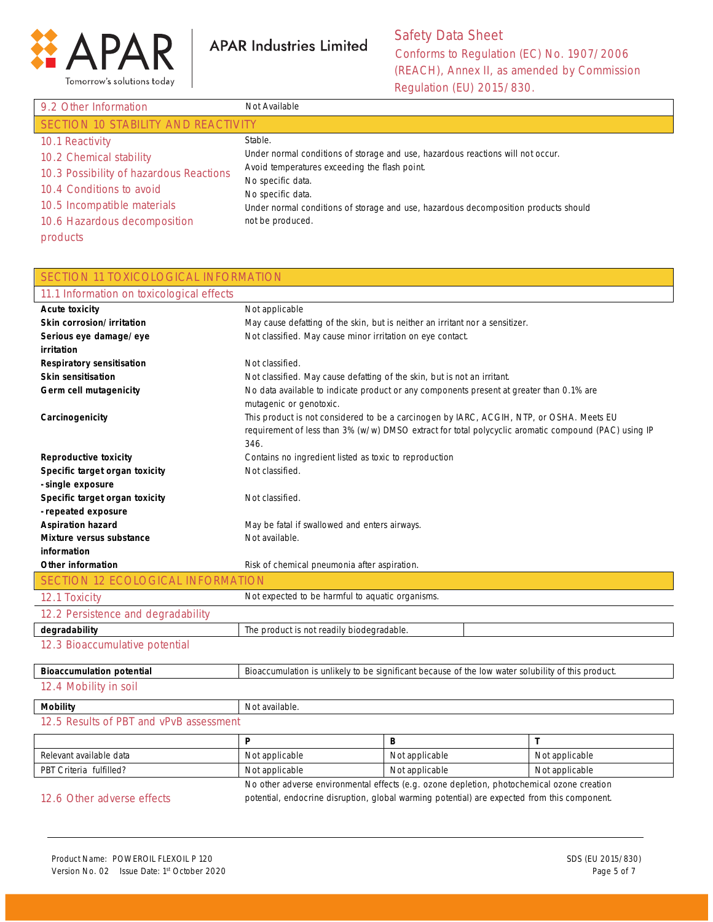| 9.2 Other Information | Not Available |
|---|---|

## SECTION 10 STABILITY AND REACTIVITY

| | |
|---|---|
| 10.1 Reactivity | Stable. |
| 10.2 Chemical stability | Under normal conditions of storage and use, hazardous reactions will not occur. |
| 10.3 Possibility of hazardous Reactions | Avoid temperatures exceeding the flash point. |
| 10.4 Conditions to avoid | No specific data. |
| 10.5 Incompatible materials | No specific data. |
| 10.6 Hazardous decomposition products | Under normal conditions of storage and use, hazardous decomposition products should not be produced. |

## SECTION 11 TOXICOLOGICAL INFORMATION

### 11.1 Information on toxicological effects

| | |
|---|---|
| **Acute toxicity** | Not applicable |
| **Skin corrosion/irritation** | May cause defatting of the skin, but is neither an irritant nor a sensitizer. |
| **Serious eye damage/eye irritation** | Not classified. May cause minor irritation on eye contact. |
| **Respiratory sensitisation** | Not classified. |
| **Skin sensitisation** | Not classified. May cause defatting of the skin, but is not an irritant. |
| **Germ cell mutagenicity** | No data available to indicate product or any components present at greater than 0.1% are mutagenic or genotoxic. |
| **Carcinogenicity** | This product is not considered to be a carcinogen by IARC, ACGIH, NTP, or OSHA. Meets EU requirement of less than 3% (w/w) DMSO extract for total polycyclic aromatic compound (PAC) using IP 346. |
| **Reproductive toxicity** | Contains no ingredient listed as toxic to reproduction |
| **Specific target organ toxicity -single exposure** | Not classified. |
| **Specific target organ toxicity -repeated exposure** | Not classified. |
| **Aspiration hazard** | May be fatal if swallowed and enters airways. |
| **Mixture versus substance information** | Not available. |
| **Other information** | Risk of chemical pneumonia after aspiration. |

## SECTION 12 ECOLOGICAL INFORMATION

| 12.1 Toxicity | Not expected to be harmful to aquatic organisms. |
|---|---|

### 12.2 Persistence and degradability

| **degradability** | The product is not readily biodegradable. | |
|---|---|---|

### 12.3 Bioaccumulative potential

| **Bioaccumulation potential** | Bioaccumulation is unlikely to be significant because of the low water solubility of this product. |
|---|---|

### 12.4 Mobility in soil

| **Mobility** | Not available. |
|---|---|

### 12.5 Results of PBT and vPvB assessment

| | **P** | **B** | **T** |
|---|---|---|---|
| Relevant available data | Not applicable | Not applicable | Not applicable |
| PBT Criteria fulfilled? | Not applicable | Not applicable | Not applicable |

| 12.6 Other adverse effects | No other adverse environmental effects (e.g. ozone depletion, photochemical ozone creation potential, endocrine disruption, global warming potential) are expected from this component. |
|---|---|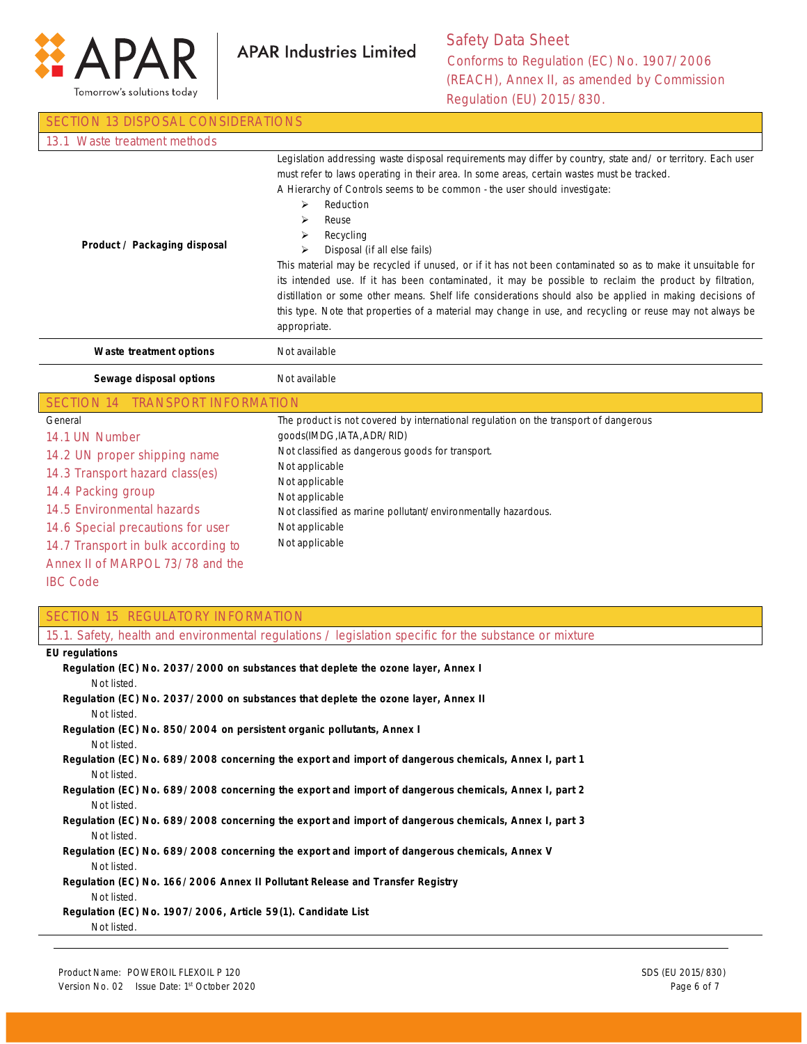## SECTION 13 DISPOSAL CONSIDERATIONS

### 13.1 Waste treatment methods

| | |
|---|---|
| **Product / Packaging disposal** | Legislation addressing waste disposal requirements may differ by country, state and/ or territory. Each user must refer to laws operating in their area. In some areas, certain wastes must be tracked.<br>A Hierarchy of Controls seems to be common - the user should investigate:<br>➢ Reduction<br>➢ Reuse<br>➢ Recycling<br>➢ Disposal (if all else fails)<br>This material may be recycled if unused, or if it has not been contaminated so as to make it unsuitable for its intended use. If it has been contaminated, it may be possible to reclaim the product by filtration, distillation or some other means. Shelf life considerations should also be applied in making decisions of this type. Note that properties of a material may change in use, and recycling or reuse may not always be appropriate. |
| **Waste treatment options** | Not available |
| **Sewage disposal options** | Not available |

## SECTION 14 TRANSPORT INFORMATION

| | |
|---|---|
| General | The product is not covered by international regulation on the transport of dangerous goods(IMDG,IATA,ADR/RID) |
| 14.1 UN Number | Not classified as dangerous goods for transport. |
| 14.2 UN proper shipping name | Not applicable |
| 14.3 Transport hazard class(es) | Not applicable |
| 14.4 Packing group | Not applicable |
| 14.5 Environmental hazards | Not classified as marine pollutant/environmentally hazardous. |
| 14.6 Special precautions for user | Not applicable |
| 14.7 Transport in bulk according to Annex II of MARPOL 73/78 and the IBC Code | Not applicable |

## SECTION 15 REGULATORY INFORMATION

### 15.1. Safety, health and environmental regulations / legislation specific for the substance or mixture

**EU regulations**

**Regulation (EC) No. 2037/2000 on substances that deplete the ozone layer, Annex I**
Not listed.

**Regulation (EC) No. 2037/2000 on substances that deplete the ozone layer, Annex II**
Not listed.

**Regulation (EC) No. 850/2004 on persistent organic pollutants, Annex I**
Not listed.

**Regulation (EC) No. 689/2008 concerning the export and import of dangerous chemicals, Annex I, part 1**
Not listed.

**Regulation (EC) No. 689/2008 concerning the export and import of dangerous chemicals, Annex I, part 2**
Not listed.

**Regulation (EC) No. 689/2008 concerning the export and import of dangerous chemicals, Annex I, part 3**
Not listed.

**Regulation (EC) No. 689/2008 concerning the export and import of dangerous chemicals, Annex V**
Not listed.

**Regulation (EC) No. 166/2006 Annex II Pollutant Release and Transfer Registry**
Not listed.

**Regulation (EC) No. 1907/2006, Article 59(1). Candidate List**
Not listed.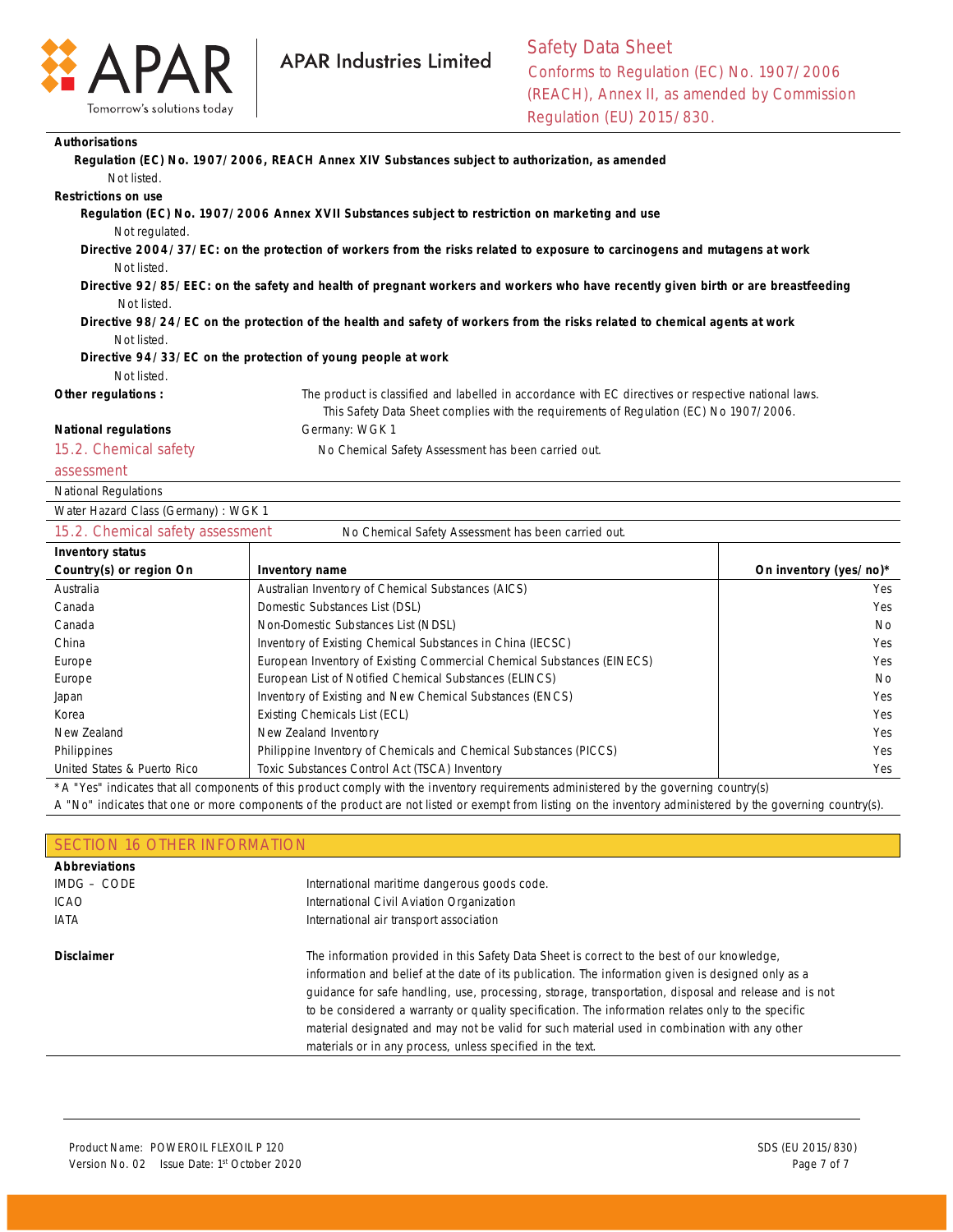**Authorisations**

**Regulation (EC) No. 1907/2006, REACH Annex XIV Substances subject to authorization, as amended**

Not listed.

**Restrictions on use**

**Regulation (EC) No. 1907/2006 Annex XVII Substances subject to restriction on marketing and use**

Not regulated.

**Directive 2004/37/EC: on the protection of workers from the risks related to exposure to carcinogens and mutagens at work**

Not listed.

**Directive 92/85/EEC: on the safety and health of pregnant workers and workers who have recently given birth or are breastfeeding**

Not listed.

**Directive 98/24/EC on the protection of the health and safety of workers from the risks related to chemical agents at work**

Not listed.

**Directive 94/33/EC on the protection of young people at work**

Not listed.

**Other regulations :** The product is classified and labelled in accordance with EC directives or respective national laws. This Safety Data Sheet complies with the requirements of Regulation (EC) No 1907/2006.

**National regulations** Germany: WGK 1

## 15.2. Chemical safety assessment

No Chemical Safety Assessment has been carried out.

National Regulations

Water Hazard Class (Germany) : WGK 1

## 15.2. Chemical safety assessment

No Chemical Safety Assessment has been carried out.

**Inventory status**

| Country(s) or region On | Inventory name | On inventory (yes/no)* |
|---|---|---|
| Australia | Australian Inventory of Chemical Substances (AICS) | Yes |
| Canada | Domestic Substances List (DSL) | Yes |
| Canada | Non-Domestic Substances List (NDSL) | No |
| China | Inventory of Existing Chemical Substances in China (IECSC) | Yes |
| Europe | European Inventory of Existing Commercial Chemical Substances (EINECS) | Yes |
| Europe | European List of Notified Chemical Substances (ELINCS) | No |
| Japan | Inventory of Existing and New Chemical Substances (ENCS) | Yes |
| Korea | Existing Chemicals List (ECL) | Yes |
| New Zealand | New Zealand Inventory | Yes |
| Philippines | Philippine Inventory of Chemicals and Chemical Substances (PICCS) | Yes |
| United States & Puerto Rico | Toxic Substances Control Act (TSCA) Inventory | Yes |

*A "Yes" indicates that all components of this product comply with the inventory requirements administered by the governing country(s)

A "No" indicates that one or more components of the product are not listed or exempt from listing on the inventory administered by the governing country(s).

## SECTION 16 OTHER INFORMATION

**Abbreviations**

| | |
|---|---|
| IMDG – CODE | International maritime dangerous goods code. |
| ICAO | International Civil Aviation Organization |
| IATA | International air transport association |

**Disclaimer** The information provided in this Safety Data Sheet is correct to the best of our knowledge, information and belief at the date of its publication. The information given is designed only as a guidance for safe handling, use, processing, storage, transportation, disposal and release and is not to be considered a warranty or quality specification. The information relates only to the specific material designated and may not be valid for such material used in combination with any other materials or in any process, unless specified in the text.